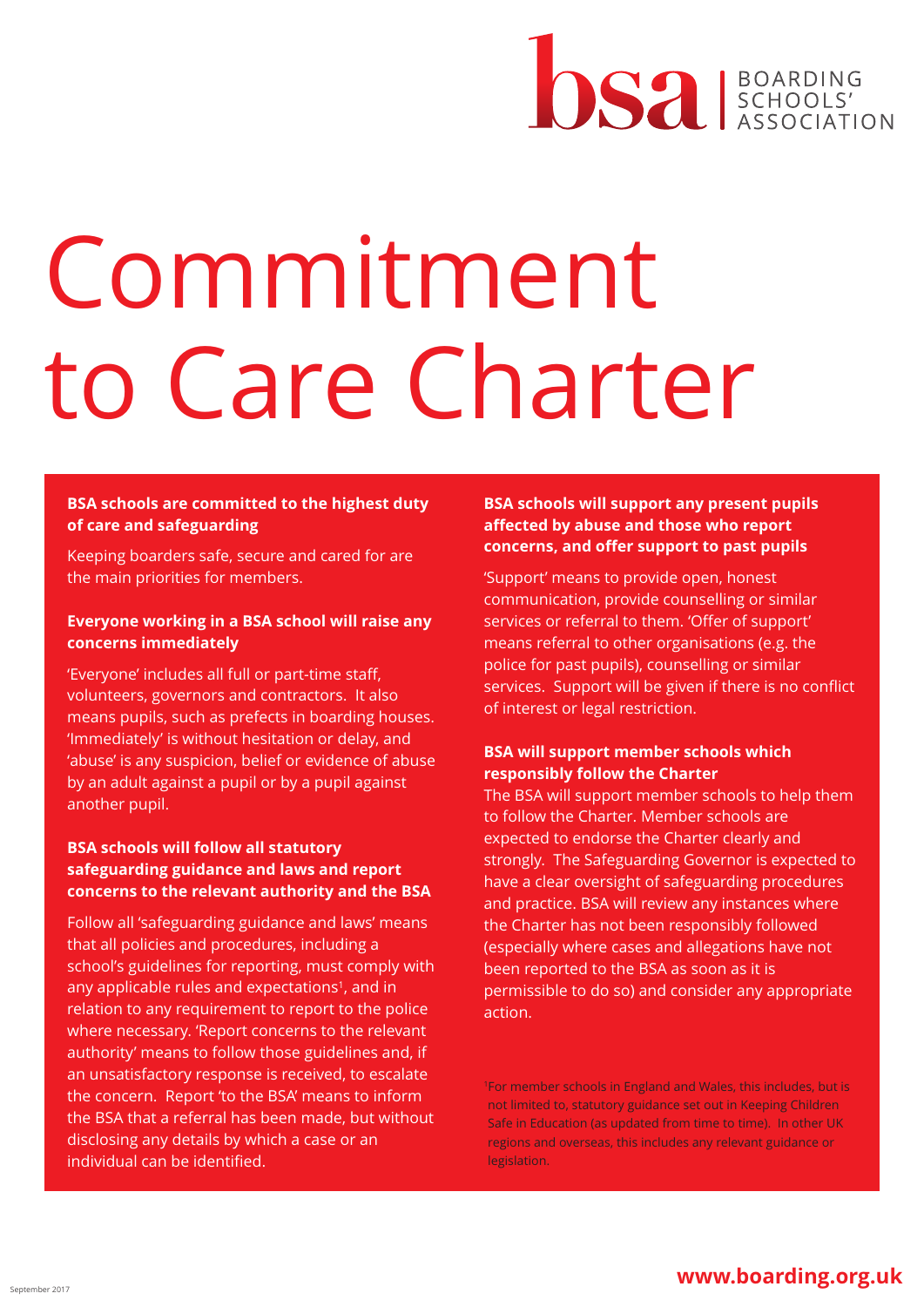BOARDING SCHOOLS' ASSOCIATION

# Commitment to Care Charter

### BSA schools are committed to the highest duty of care and safeguarding

Keeping boarders safe, secure and cared for are the main priorities for members.

### Everyone working in a BSA school will raise any concerns immediately

'Everyone' includes all full or part-time staff, volunteers, governors and contractors. It also means pupils, such as prefects in boarding houses. 'Immediately' is without hesitation or delay, and 'abuse' is any suspicion, belief or evidence of abuse by an adult against a pupil or by a pupil against another pupil.

### BSA schools will follow all statutory safeguarding guidance and laws and report concerns to the relevant authority and the BSA

Follow all 'safeguarding guidance and laws' means that all policies and procedures, including a school's guidelines for reporting, must comply with any applicable rules and expectations[1], and in relation to any requirement to report to the police where necessary. 'Report concerns to the relevant authority' means to follow those guidelines and, if an unsatisfactory response is received, to escalate the concern. Report 'to the BSA' means to inform the BSA that a referral has been made, but without disclosing any details by which a case or an individual can be identified.

### BSA schools will support any present pupils affected by abuse and those who report concerns, and offer support to past pupils

'Support' means to provide open, honest communication, provide counselling or similar services or referral to them. 'Offer of support' means referral to other organisations (e.g. the police for past pupils), counselling or similar services. Support will be given if there is no conflict of interest or legal restriction.

### BSA will support member schools which responsibly follow the Charter

The BSA will support member schools to help them to follow the Charter. Member schools are expected to endorse the Charter clearly and strongly. The Safeguarding Governor is expected to have a clear oversight of safeguarding procedures and practice. BSA will review any instances where the Charter has not been responsibly followed (especially where cases and allegations have not been reported to the BSA as soon as it is permissible to do so) and consider any appropriate action.

[1]For member schools in England and Wales, this includes, but is not limited to, statutory guidance set out in Keeping Children Safe in Education (as updated from time to time). In other UK regions and overseas, this includes any relevant guidance or legislation.

September 2017

www.boarding.org.uk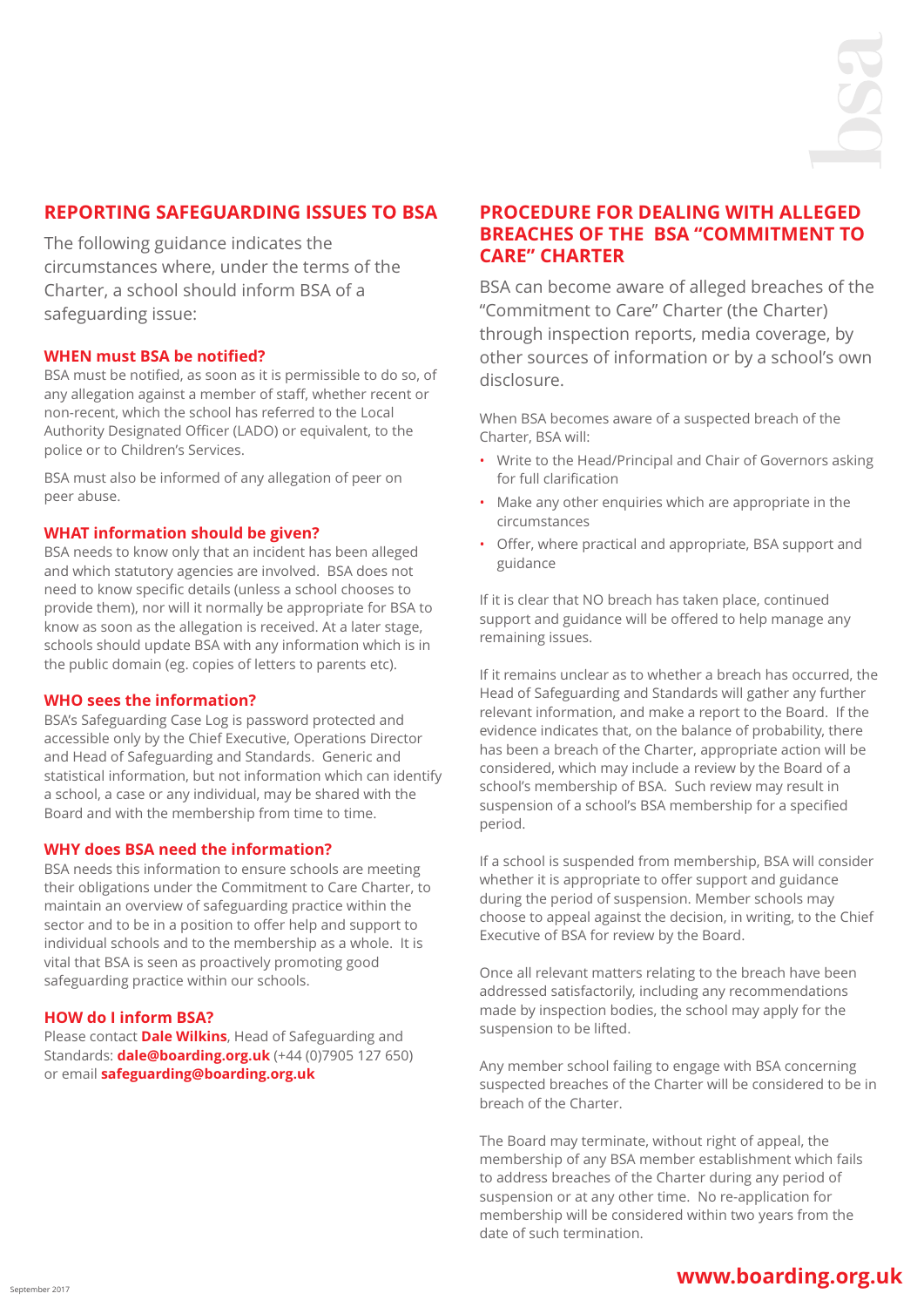## REPORTING SAFEGUARDING ISSUES TO BSA

The following guidance indicates the circumstances where, under the terms of the Charter, a school should inform BSA of a safeguarding issue:

### WHEN must BSA be notified?

BSA must be notified, as soon as it is permissible to do so, of any allegation against a member of staff, whether recent or non-recent, which the school has referred to the Local Authority Designated Officer (LADO) or equivalent, to the police or to Children's Services.

BSA must also be informed of any allegation of peer on peer abuse.

### WHAT information should be given?

BSA needs to know only that an incident has been alleged and which statutory agencies are involved. BSA does not need to know specific details (unless a school chooses to provide them), nor will it normally be appropriate for BSA to know as soon as the allegation is received. At a later stage, schools should update BSA with any information which is in the public domain (eg. copies of letters to parents etc).

### WHO sees the information?

BSA's Safeguarding Case Log is password protected and accessible only by the Chief Executive, Operations Director and Head of Safeguarding and Standards. Generic and statistical information, but not information which can identify a school, a case or any individual, may be shared with the Board and with the membership from time to time.

### WHY does BSA need the information?

BSA needs this information to ensure schools are meeting their obligations under the Commitment to Care Charter, to maintain an overview of safeguarding practice within the sector and to be in a position to offer help and support to individual schools and to the membership as a whole. It is vital that BSA is seen as proactively promoting good safeguarding practice within our schools.

### HOW do I inform BSA?

Please contact **Dale Wilkins**, Head of Safeguarding and Standards: **dale@boarding.org.uk** (+44 (0)7905 127 650) or email **safeguarding@boarding.org.uk**

## PROCEDURE FOR DEALING WITH ALLEGED BREACHES OF THE BSA "COMMITMENT TO CARE" CHARTER

BSA can become aware of alleged breaches of the "Commitment to Care" Charter (the Charter) through inspection reports, media coverage, by other sources of information or by a school's own disclosure.

When BSA becomes aware of a suspected breach of the Charter, BSA will:

- Write to the Head/Principal and Chair of Governors asking for full clarification
- Make any other enquiries which are appropriate in the circumstances
- Offer, where practical and appropriate, BSA support and guidance

If it is clear that NO breach has taken place, continued support and guidance will be offered to help manage any remaining issues.

If it remains unclear as to whether a breach has occurred, the Head of Safeguarding and Standards will gather any further relevant information, and make a report to the Board. If the evidence indicates that, on the balance of probability, there has been a breach of the Charter, appropriate action will be considered, which may include a review by the Board of a school's membership of BSA. Such review may result in suspension of a school's BSA membership for a specified period.

If a school is suspended from membership, BSA will consider whether it is appropriate to offer support and guidance during the period of suspension. Member schools may choose to appeal against the decision, in writing, to the Chief Executive of BSA for review by the Board.

Once all relevant matters relating to the breach have been addressed satisfactorily, including any recommendations made by inspection bodies, the school may apply for the suspension to be lifted.

Any member school failing to engage with BSA concerning suspected breaches of the Charter will be considered to be in breach of the Charter.

The Board may terminate, without right of appeal, the membership of any BSA member establishment which fails to address breaches of the Charter during any period of suspension or at any other time. No re-application for membership will be considered within two years from the date of such termination.

September 2017

**www.boarding.org.uk**